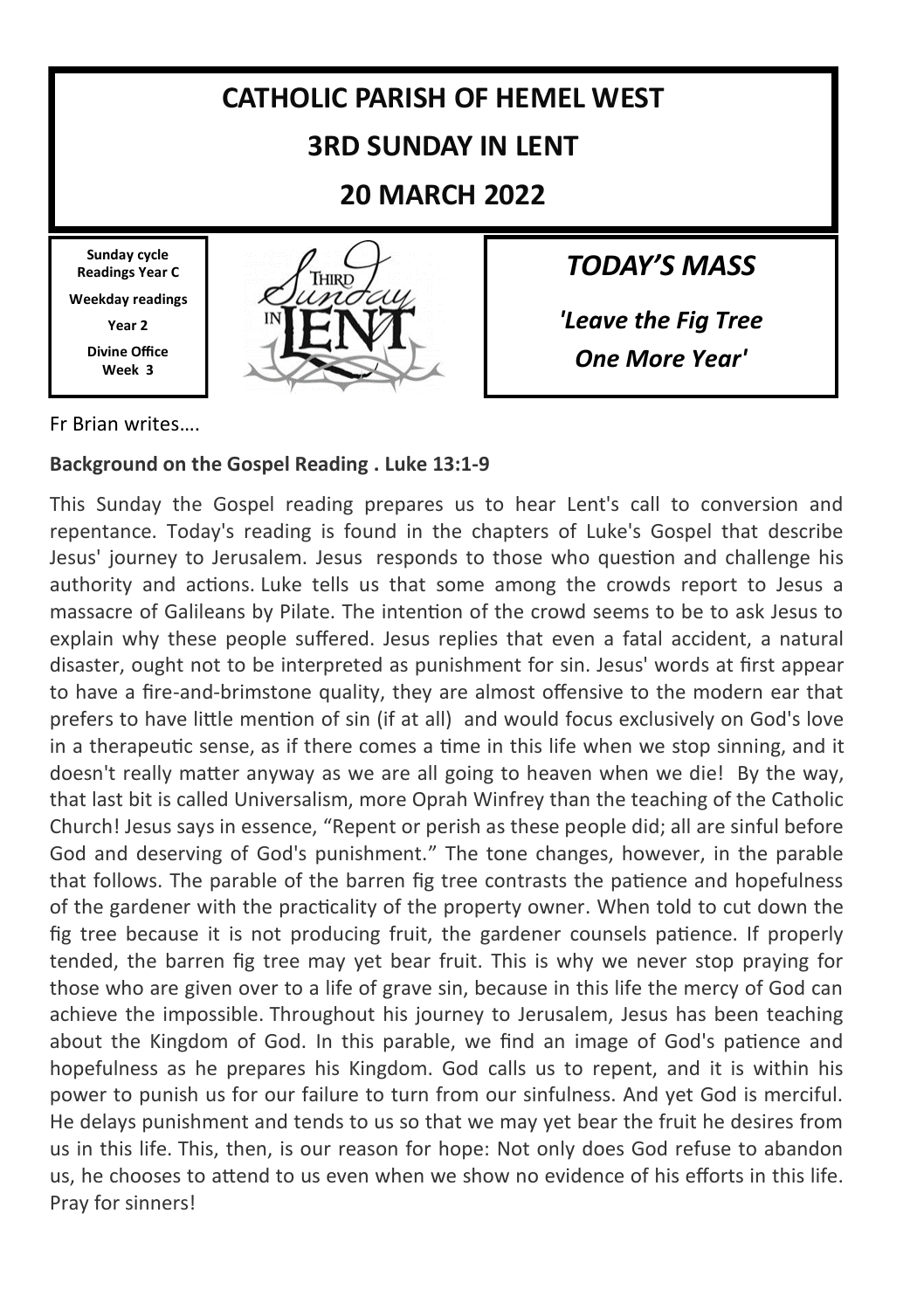# CATHOLIC PARISH OF HEMEL WEST

## 3RD SUNDAY IN LENT

## 20 MARCH 2022

**Sunday cycle Readings Year C**

**Weekday readings**

**Year 2**

**Divine Office Week 3**

## *TODAY'S MASS*

***'Leave the Fig Tree One More Year'***

Fr Brian writes….

**Background on the Gospel Reading . Luke 13:1-9**

This Sunday the Gospel reading prepares us to hear Lent's call to conversion and repentance. Today's reading is found in the chapters of Luke's Gospel that describe Jesus' journey to Jerusalem. Jesus responds to those who question and challenge his authority and actions. Luke tells us that some among the crowds report to Jesus a massacre of Galileans by Pilate. The intention of the crowd seems to be to ask Jesus to explain why these people suffered. Jesus replies that even a fatal accident, a natural disaster, ought not to be interpreted as punishment for sin. Jesus' words at first appear to have a fire-and-brimstone quality, they are almost offensive to the modern ear that prefers to have little mention of sin (if at all) and would focus exclusively on God's love in a therapeutic sense, as if there comes a time in this life when we stop sinning, and it doesn't really matter anyway as we are all going to heaven when we die! By the way, that last bit is called Universalism, more Oprah Winfrey than the teaching of the Catholic Church! Jesus says in essence, "Repent or perish as these people did; all are sinful before God and deserving of God's punishment." The tone changes, however, in the parable that follows. The parable of the barren fig tree contrasts the patience and hopefulness of the gardener with the practicality of the property owner. When told to cut down the fig tree because it is not producing fruit, the gardener counsels patience. If properly tended, the barren fig tree may yet bear fruit. This is why we never stop praying for those who are given over to a life of grave sin, because in this life the mercy of God can achieve the impossible. Throughout his journey to Jerusalem, Jesus has been teaching about the Kingdom of God. In this parable, we find an image of God's patience and hopefulness as he prepares his Kingdom. God calls us to repent, and it is within his power to punish us for our failure to turn from our sinfulness. And yet God is merciful. He delays punishment and tends to us so that we may yet bear the fruit he desires from us in this life. This, then, is our reason for hope: Not only does God refuse to abandon us, he chooses to attend to us even when we show no evidence of his efforts in this life. Pray for sinners!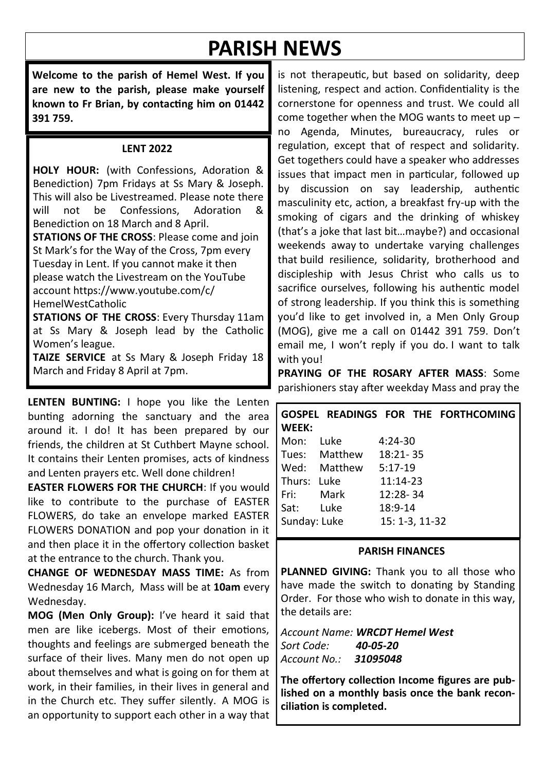# PARISH NEWS

**Welcome to the parish of Hemel West. If you are new to the parish, please make yourself known to Fr Brian, by contacting him on 01442 391 759.**

### LENT 2022

**HOLY HOUR:** (with Confessions, Adoration & Benediction) 7pm Fridays at Ss Mary & Joseph. This will also be Livestreamed. Please note there will not be Confessions, Adoration & Benediction on 18 March and 8 April.

**STATIONS OF THE CROSS**: Please come and join St Mark's for the Way of the Cross, 7pm every Tuesday in Lent. If you cannot make it then please watch the Livestream on the YouTube account https://www.youtube.com/c/HemelWestCatholic

**STATIONS OF THE CROSS**: Every Thursday 11am at Ss Mary & Joseph lead by the Catholic Women's league.

**TAIZE SERVICE** at Ss Mary & Joseph Friday 18 March and Friday 8 April at 7pm.

**LENTEN BUNTING:** I hope you like the Lenten bunting adorning the sanctuary and the area around it. I do! It has been prepared by our friends, the children at St Cuthbert Mayne school. It contains their Lenten promises, acts of kindness and Lenten prayers etc. Well done children!

**EASTER FLOWERS FOR THE CHURCH**: If you would like to contribute to the purchase of EASTER FLOWERS, do take an envelope marked EASTER FLOWERS DONATION and pop your donation in it and then place it in the offertory collection basket at the entrance to the church. Thank you.

**CHANGE OF WEDNESDAY MASS TIME:** As from Wednesday 16 March, Mass will be at **10am** every Wednesday.

**MOG (Men Only Group):** I've heard it said that men are like icebergs. Most of their emotions, thoughts and feelings are submerged beneath the surface of their lives. Many men do not open up about themselves and what is going on for them at work, in their families, in their lives in general and in the Church etc. They suffer silently. A MOG is an opportunity to support each other in a way that is not therapeutic, but based on solidarity, deep listening, respect and action. Confidentiality is the cornerstone for openness and trust. We could all come together when the MOG wants to meet up – no Agenda, Minutes, bureaucracy, rules or regulation, except that of respect and solidarity. Get togethers could have a speaker who addresses issues that impact men in particular, followed up by discussion on say leadership, authentic masculinity etc, action, a breakfast fry-up with the smoking of cigars and the drinking of whiskey (that's a joke that last bit…maybe?) and occasional weekends away to undertake varying challenges that build resilience, solidarity, brotherhood and discipleship with Jesus Christ who calls us to sacrifice ourselves, following his authentic model of strong leadership. If you think this is something you'd like to get involved in, a Men Only Group (MOG), give me a call on 01442 391 759. Don't email me, I won't reply if you do. I want to talk with you!

**PRAYING OF THE ROSARY AFTER MASS**: Some parishioners stay after weekday Mass and pray the

### GOSPEL READINGS FOR THE FORTHCOMING WEEK:

| Day | Gospel | Reading |
|---|---|---|
| Mon: | Luke | 4:24-30 |
| Tues: | Matthew | 18:21- 35 |
| Wed: | Matthew | 5:17-19 |
| Thurs: | Luke | 11:14-23 |
| Fri: | Mark | 12:28- 34 |
| Sat: | Luke | 18:9-14 |
| Sunday: | Luke | 15: 1-3, 11-32 |

### PARISH FINANCES

**PLANNED GIVING:** Thank you to all those who have made the switch to donating by Standing Order. For those who wish to donate in this way, the details are:

*Account Name:* ***WRCDT Hemel West***
*Sort Code:* ***40-05-20***
*Account No.:* ***31095048***

**The offertory collection Income figures are published on a monthly basis once the bank reconciliation is completed.**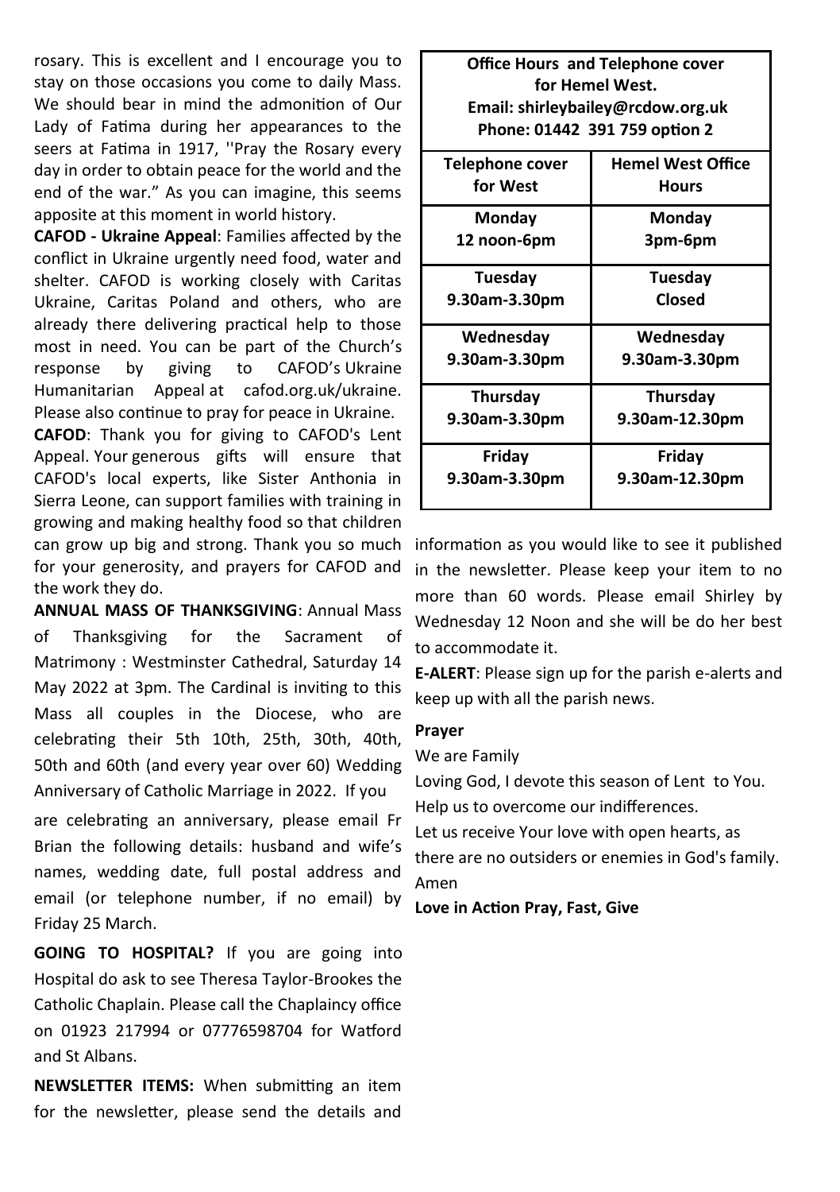rosary. This is excellent and I encourage you to stay on those occasions you come to daily Mass. We should bear in mind the admonition of Our Lady of Fatima during her appearances to the seers at Fatima in 1917, ''Pray the Rosary every day in order to obtain peace for the world and the end of the war." As you can imagine, this seems apposite at this moment in world history.

**CAFOD - Ukraine Appeal**: Families affected by the conflict in Ukraine urgently need food, water and shelter. CAFOD is working closely with Caritas Ukraine, Caritas Poland and others, who are already there delivering practical help to those most in need. You can be part of the Church's response by giving to CAFOD's Ukraine Humanitarian Appeal at cafod.org.uk/ukraine. Please also continue to pray for peace in Ukraine.

**CAFOD**: Thank you for giving to CAFOD's Lent Appeal. Your generous gifts will ensure that CAFOD's local experts, like Sister Anthonia in Sierra Leone, can support families with training in growing and making healthy food so that children can grow up big and strong. Thank you so much for your generosity, and prayers for CAFOD and the work they do.

**ANNUAL MASS OF THANKSGIVING**: Annual Mass of Thanksgiving for the Sacrament of Matrimony : Westminster Cathedral, Saturday 14 May 2022 at 3pm. The Cardinal is inviting to this Mass all couples in the Diocese, who are celebrating their 5th 10th, 25th, 30th, 40th, 50th and 60th (and every year over 60) Wedding Anniversary of Catholic Marriage in 2022. If you are celebrating an anniversary, please email Fr Brian the following details: husband and wife's names, wedding date, full postal address and email (or telephone number, if no email) by Friday 25 March.

**GOING TO HOSPITAL?** If you are going into Hospital do ask to see Theresa Taylor-Brookes the Catholic Chaplain. Please call the Chaplaincy office on 01923 217994 or 07776598704 for Watford and St Albans.

**NEWSLETTER ITEMS:** When submitting an item for the newsletter, please send the details and information as you would like to see it published in the newsletter. Please keep your item to no more than 60 words. Please email Shirley by Wednesday 12 Noon and she will be do her best to accommodate it.

**E-ALERT**: Please sign up for the parish e-alerts and keep up with all the parish news.

**Office Hours and Telephone cover for Hemel West.**
**Email: shirleybailey@rcdow.org.uk**
**Phone: 01442 391 759 option 2**

| Telephone cover for West | Hemel West Office Hours |
|---|---|
| **Monday** 12 noon-6pm | **Monday** 3pm-6pm |
| **Tuesday** 9.30am-3.30pm | **Tuesday** Closed |
| **Wednesday** 9.30am-3.30pm | **Wednesday** 9.30am-3.30pm |
| **Thursday** 9.30am-3.30pm | **Thursday** 9.30am-12.30pm |
| **Friday** 9.30am-3.30pm | **Friday** 9.30am-12.30pm |

**Prayer**

We are Family

Loving God, I devote this season of Lent to You.
Help us to overcome our indifferences.
Let us receive Your love with open hearts, as there are no outsiders or enemies in God's family.
Amen

**Love in Action Pray, Fast, Give**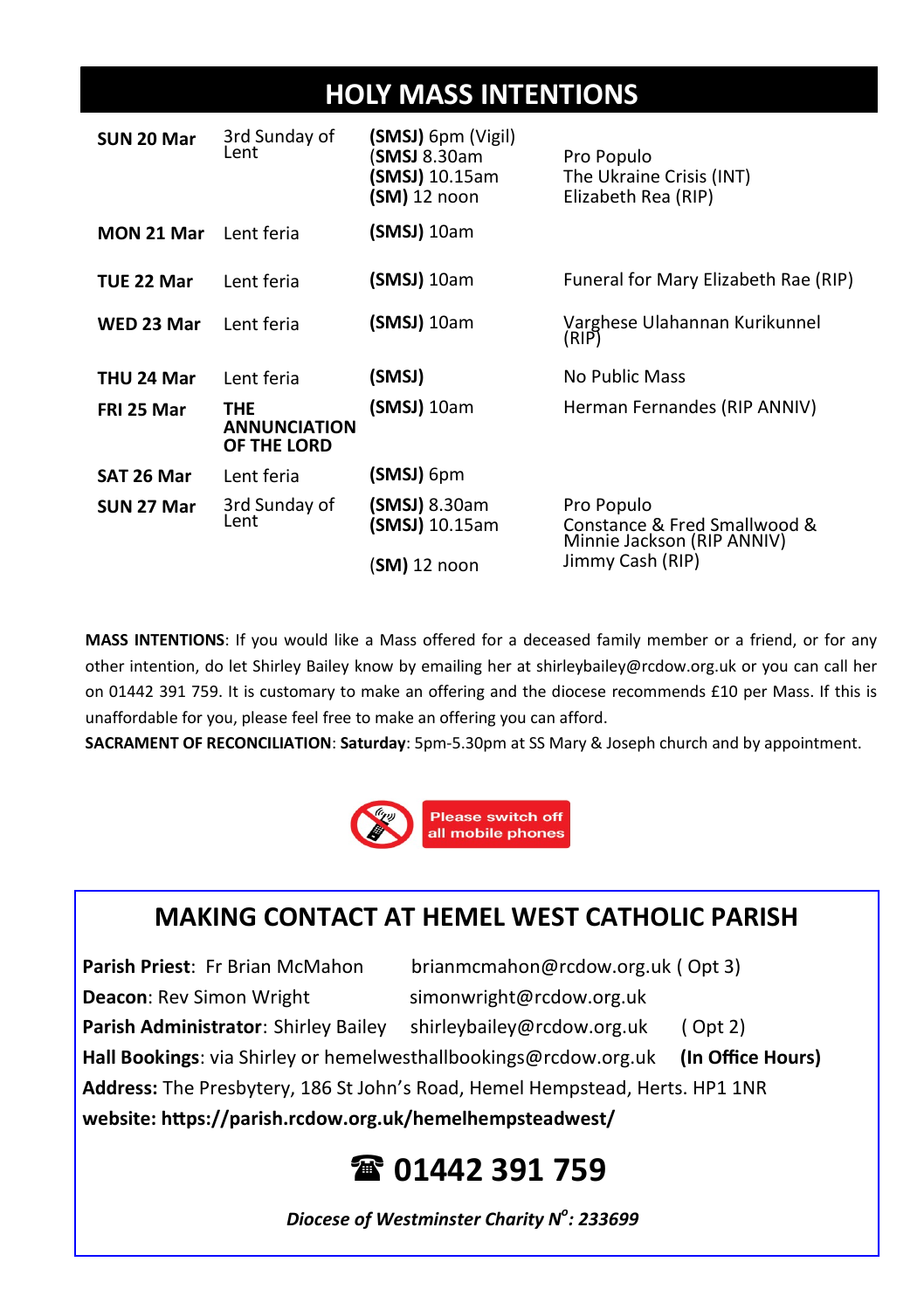# HOLY MASS INTENTIONS

| | | | |
|---|---|---|---|
| **SUN 20 Mar** | 3rd Sunday of Lent | **(SMSJ)** 6pm (Vigil)<br>(**SMSJ** 8.30am<br>**(SMSJ)** 10.15am<br>**(SM)** 12 noon | <br>Pro Populo<br>The Ukraine Crisis (INT)<br>Elizabeth Rea (RIP) |
| **MON 21 Mar** | Lent feria | **(SMSJ)** 10am | |
| **TUE 22 Mar** | Lent feria | **(SMSJ)** 10am | Funeral for Mary Elizabeth Rae (RIP) |
| **WED 23 Mar** | Lent feria | **(SMSJ)** 10am | Varghese Ulahannan Kurikunnel (RIP) |
| **THU 24 Mar** | Lent feria | **(SMSJ)** | No Public Mass |
| **FRI 25 Mar** | **THE ANNUNCIATION OF THE LORD** | **(SMSJ)** 10am | Herman Fernandes (RIP ANNIV) |
| **SAT 26 Mar** | Lent feria | **(SMSJ)** 6pm | |
| **SUN 27 Mar** | 3rd Sunday of Lent | **(SMSJ)** 8.30am<br>**(SMSJ)** 10.15am<br>(**SM)** 12 noon | Pro Populo<br>Constance & Fred Smallwood & Minnie Jackson (RIP ANNIV)<br>Jimmy Cash (RIP) |

**MASS INTENTIONS**: If you would like a Mass offered for a deceased family member or a friend, or for any other intention, do let Shirley Bailey know by emailing her at shirleybailey@rcdow.org.uk or you can call her on 01442 391 759. It is customary to make an offering and the diocese recommends £10 per Mass. If this is unaffordable for you, please feel free to make an offering you can afford.

**SACRAMENT OF RECONCILIATION**: **Saturday**: 5pm-5.30pm at SS Mary & Joseph church and by appointment.

Please switch off all mobile phones

## MAKING CONTACT AT HEMEL WEST CATHOLIC PARISH

**Parish Priest**: Fr Brian McMahon brianmcmahon@rcdow.org.uk ( Opt 3)

**Deacon**: Rev Simon Wright simonwright@rcdow.org.uk

**Parish Administrator**: Shirley Bailey shirleybailey@rcdow.org.uk ( Opt 2)

**Hall Bookings**: via Shirley or hemelwesthallbookings@rcdow.org.uk **(In Office Hours)**

**Address:** The Presbytery, 186 St John's Road, Hemel Hempstead, Herts. HP1 1NR

**website: https://parish.rcdow.org.uk/hemelhempsteadwest/**

**☎ 01442 391 759**

***Diocese of Westminster Charity N$^{o}$: 233699***